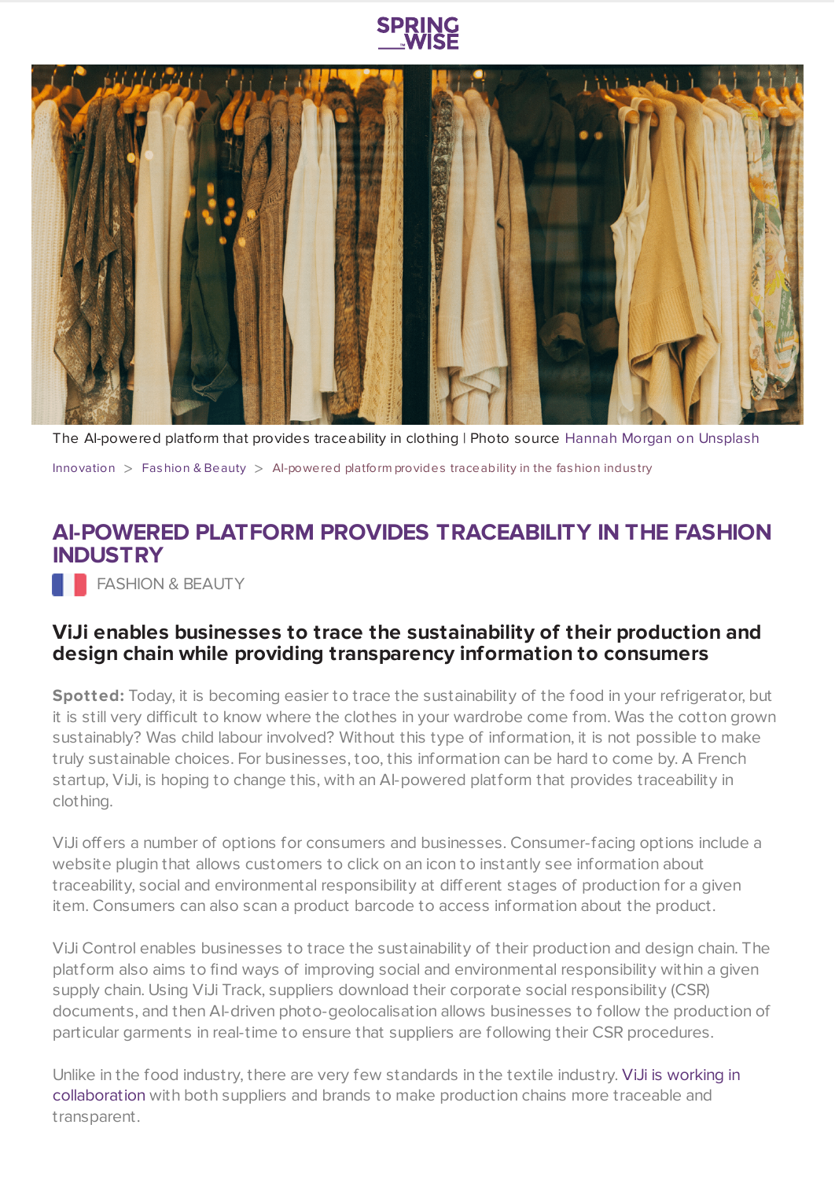The AI-powered platform that provides traceability in clothing | Photo source Hannah Morgan on Unsplash

Innovation > Fashion & Beauty > AI-powered platform provides traceability in the fashion industry

# AI-POWERED PLATFORM PROVIDES TRACEABILITY IN THE FASHION INDUSTRY

FASHION & BEAUTY

## ViJi enables businesses to trace the sustainability of their production and design chain while providing transparency information to consumers

**Spotted:** Today, it is becoming easier to trace the sustainability of the food in your refrigerator, but it is still very difficult to know where the clothes in your wardrobe come from. Was the cotton grown sustainably? Was child labour involved? Without this type of information, it is not possible to make truly sustainable choices. For businesses, too, this information can be hard to come by. A French startup, ViJi, is hoping to change this, with an AI-powered platform that provides traceability in clothing.

ViJi offers a number of options for consumers and businesses. Consumer-facing options include a website plugin that allows customers to click on an icon to instantly see information about traceability, social and environmental responsibility at different stages of production for a given item. Consumers can also scan a product barcode to access information about the product.

ViJi Control enables businesses to trace the sustainability of their production and design chain. The platform also aims to find ways of improving social and environmental responsibility within a given supply chain. Using ViJi Track, suppliers download their corporate social responsibility (CSR) documents, and then AI-driven photo-geolocalisation allows businesses to follow the production of particular garments in real-time to ensure that suppliers are following their CSR procedures.

Unlike in the food industry, there are very few standards in the textile industry. ViJi is working in collaboration with both suppliers and brands to make production chains more traceable and transparent.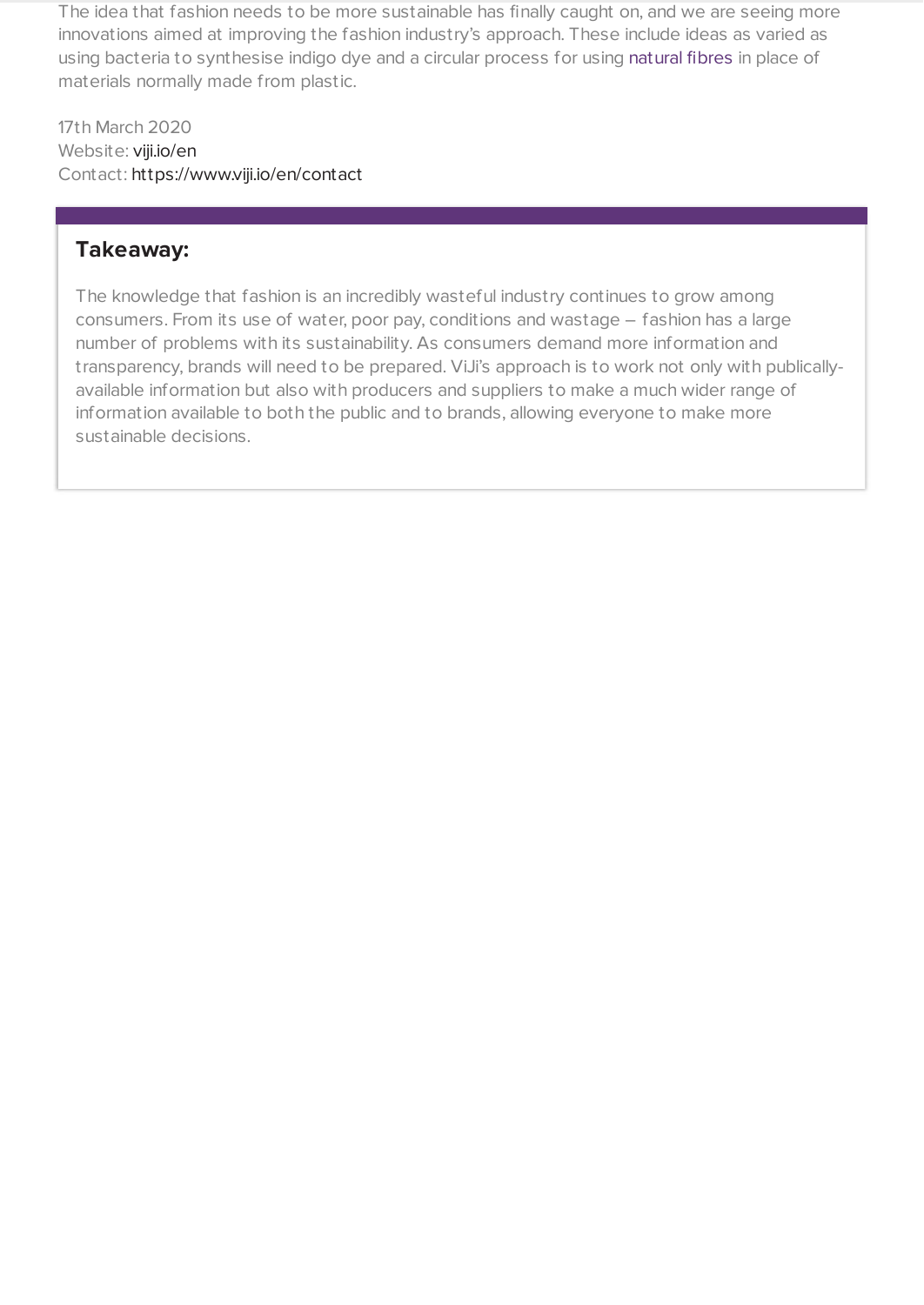The idea that fashion needs to be more sustainable has finally caught on, and we are seeing more innovations aimed at improving the fashion industry's approach. These include ideas as varied as using bacteria to synthesise indigo dye and a circular process for using natural fibres in place of materials normally made from plastic.

17th March 2020
Website: viji.io/en
Contact: https://www.viji.io/en/contact

## Takeaway:

The knowledge that fashion is an incredibly wasteful industry continues to grow among consumers. From its use of water, poor pay, conditions and wastage – fashion has a large number of problems with its sustainability. As consumers demand more information and transparency, brands will need to be prepared. ViJi's approach is to work not only with publically-available information but also with producers and suppliers to make a much wider range of information available to both the public and to brands, allowing everyone to make more sustainable decisions.